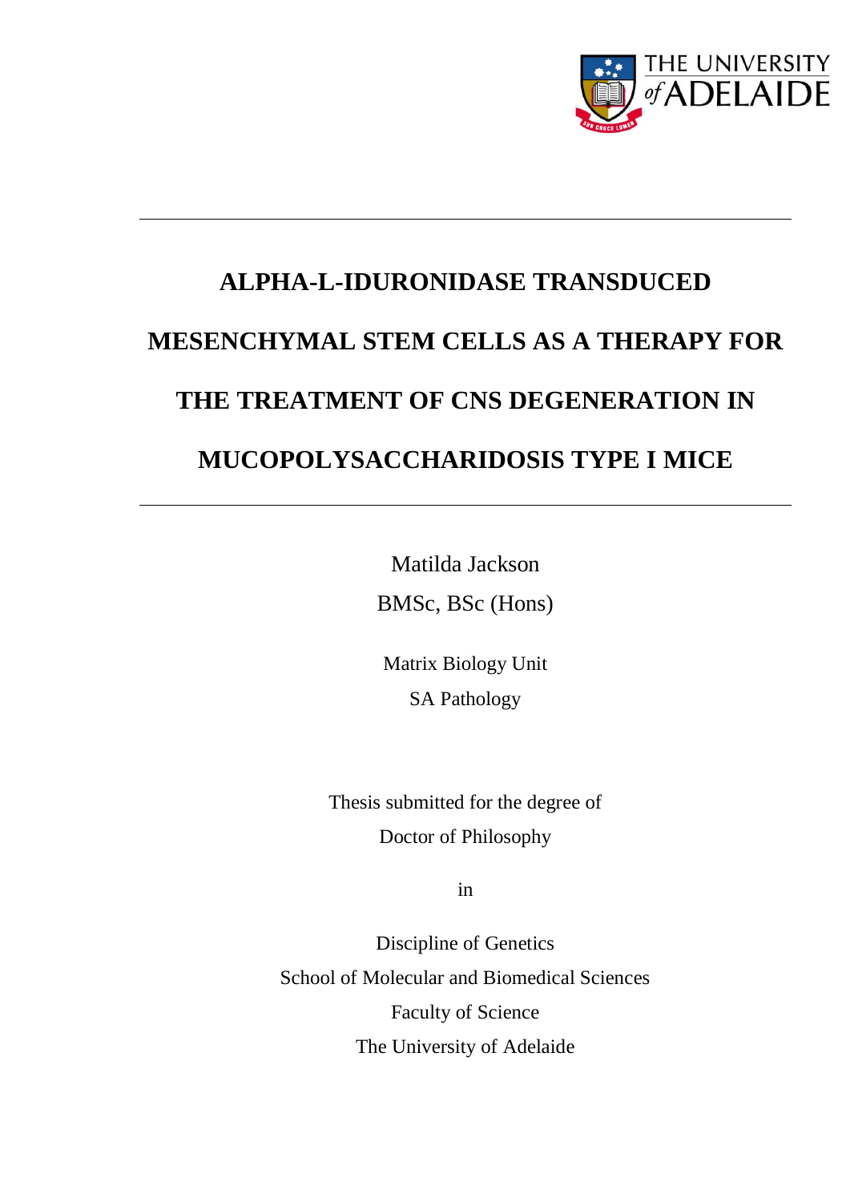# ALPHA-L-IDURONIDASE TRANSDUCED MESENCHYMAL STEM CELLS AS A THERAPY FOR THE TREATMENT OF CNS DEGENERATION IN MUCOPOLYSACCHARIDOSIS TYPE I MICE

Matilda Jackson

BMSc, BSc (Hons)

Matrix Biology Unit

SA Pathology

Thesis submitted for the degree of

Doctor of Philosophy

in

Discipline of Genetics

School of Molecular and Biomedical Sciences

Faculty of Science

The University of Adelaide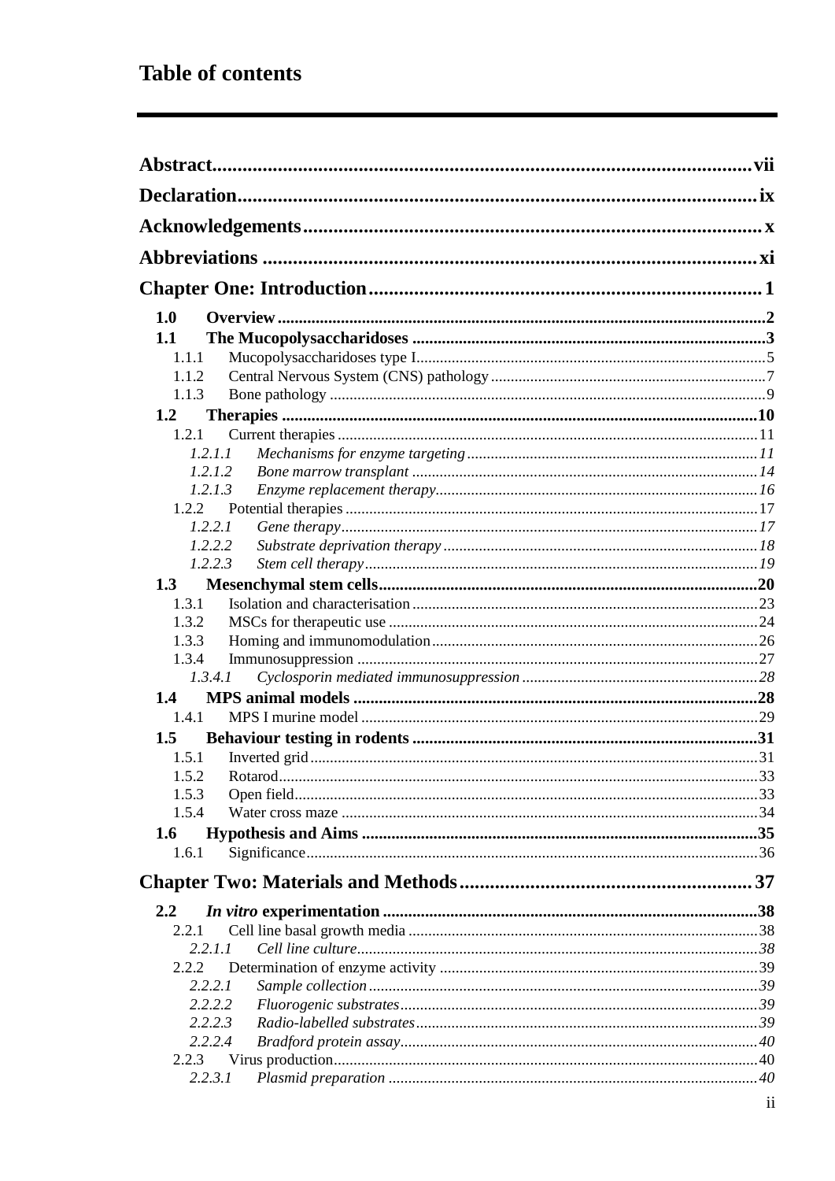# Table of contents

**Abstract** ... vii

**Declaration** ... ix

**Acknowledgements** ... x

**Abbreviations** ... xi

**Chapter One: Introduction** ... 1

- **1.0 Overview** ... 2
- **1.1 The Mucopolysaccharidoses** ... 3
  - 1.1.1 Mucopolysaccharidoses type I ... 5
  - 1.1.2 Central Nervous System (CNS) pathology ... 7
  - 1.1.3 Bone pathology ... 9
- **1.2 Therapies** ... 10
  - 1.2.1 Current therapies ... 11
    - *1.2.1.1 Mechanisms for enzyme targeting* ... 11
    - *1.2.1.2 Bone marrow transplant* ... 14
    - *1.2.1.3 Enzyme replacement therapy* ... 16
  - 1.2.2 Potential therapies ... 17
    - *1.2.2.1 Gene therapy* ... 17
    - *1.2.2.2 Substrate deprivation therapy* ... 18
    - *1.2.2.3 Stem cell therapy* ... 19
- **1.3 Mesenchymal stem cells** ... 20
  - 1.3.1 Isolation and characterisation ... 23
  - 1.3.2 MSCs for therapeutic use ... 24
  - 1.3.3 Homing and immunomodulation ... 26
  - 1.3.4 Immunosuppression ... 27
    - *1.3.4.1 Cyclosporin mediated immunosuppression* ... 28
- **1.4 MPS animal models** ... 28
  - 1.4.1 MPS I murine model ... 29
- **1.5 Behaviour testing in rodents** ... 31
  - 1.5.1 Inverted grid ... 31
  - 1.5.2 Rotarod ... 33
  - 1.5.3 Open field ... 33
  - 1.5.4 Water cross maze ... 34
- **1.6 Hypothesis and Aims** ... 35
  - 1.6.1 Significance ... 36

**Chapter Two: Materials and Methods** ... 37

- **2.2 *In vitro* experimentation** ... 38
  - 2.2.1 Cell line basal growth media ... 38
    - *2.2.1.1 Cell line culture* ... 38
  - 2.2.2 Determination of enzyme activity ... 39
    - *2.2.2.1 Sample collection* ... 39
    - *2.2.2.2 Fluorogenic substrates* ... 39
    - *2.2.2.3 Radio-labelled substrates* ... 39
    - *2.2.2.4 Bradford protein assay* ... 40
  - 2.2.3 Virus production ... 40
    - *2.2.3.1 Plasmid preparation* ... 40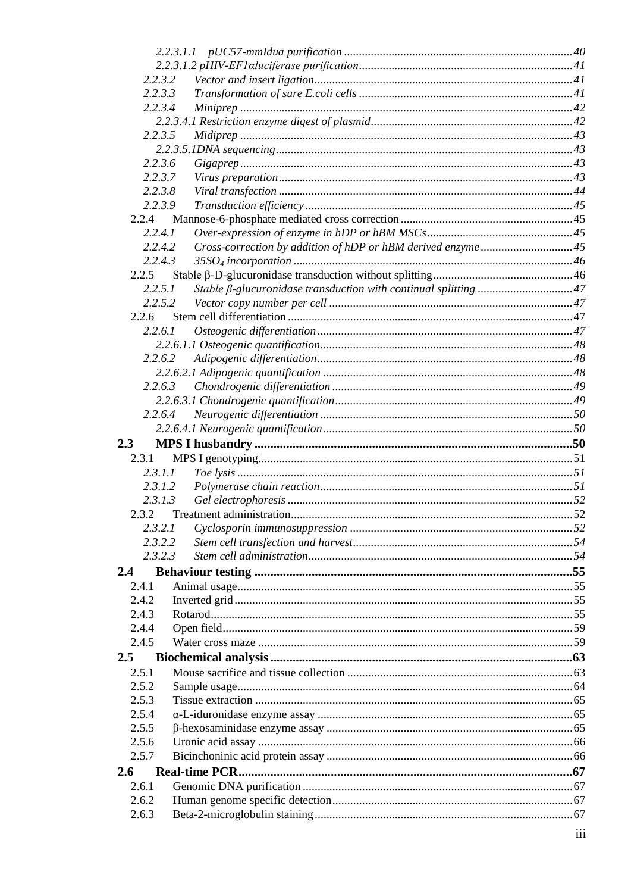2.2.3.1.1 pUC57-mmIdua purification ....................................................................40
2.2.3.1.2 pHIV-EF1αluciferase purification..............................................................41
2.2.3.2 Vector and insert ligation.................................................................................41
2.2.3.3 Transformation of sure E.coli cells ..................................................................41
2.2.3.4 Miniprep ........................................................................................................42
2.2.3.4.1 Restriction enzyme digest of plasmid..........................................................42
2.2.3.5 Midiprep .........................................................................................................43
2.2.3.5.1DNA sequencing...............................................................................................43
2.2.3.6 Gigaprep...........................................................................................................43
2.2.3.7 Virus preparation..............................................................................................43
2.2.3.8 Viral transfection .............................................................................................44
2.2.3.9 Transduction efficiency ....................................................................................45

2.2.4 Mannose-6-phosphate mediated cross correction ...................................................45
2.2.4.1 Over-expression of enzyme in hDP or hBM MSCs..............................................45
2.2.4.2 Cross-correction by addition of hDP or hBM derived enzyme ...........................45
2.2.4.3 $35SO_4$ incorporation ..........................................................................................46

2.2.5 Stable β-D-glucuronidase transduction without splitting........................................46
2.2.5.1 Stable β-glucuronidase transduction with continual splitting ............................47
2.2.5.2 Vector copy number per cell ..............................................................................47

2.2.6 Stem cell differentiation ........................................................................................47
2.2.6.1 Osteogenic differentiation ..................................................................................47
2.2.6.1.1 Osteogenic quantification..................................................................................48
2.2.6.2 Adipogenic differentiation..................................................................................48
2.2.6.2.1 Adipogenic quantification ................................................................................48
2.2.6.3 Chondrogenic differentiation .............................................................................49
2.2.6.3.1 Chondrogenic quantification.............................................................................49
2.2.6.4 Neurogenic differentiation .................................................................................50
2.2.6.4.1 Neurogenic quantification.................................................................................50

**2.3 MPS I husbandry .....................................................................................................50**

2.3.1 MPS I genotyping......................................................................................................51
2.3.1.1 Toe lysis ............................................................................................................51
2.3.1.2 Polymerase chain reaction.................................................................................51
2.3.1.3 Gel electrophoresis ............................................................................................52

2.3.2 Treatment administration..........................................................................................52
2.3.2.1 Cyclosporin immunosuppression .......................................................................52
2.3.2.2 Stem cell transfection and harvest.....................................................................54
2.3.2.3 Stem cell administration.....................................................................................54

**2.4 Behaviour testing .....................................................................................................55**

2.4.1 Animal usage.............................................................................................................55
2.4.2 Inverted grid..............................................................................................................55
2.4.3 Rotarod......................................................................................................................55
2.4.4 Open field..................................................................................................................59
2.4.5 Water cross maze ......................................................................................................59

**2.5 Biochemical analysis ................................................................................................63**

2.5.1 Mouse sacrifice and tissue collection .......................................................................63
2.5.2 Sample usage.............................................................................................................64
2.5.3 Tissue extraction .......................................................................................................65
2.5.4 α-L-iduronidase enzyme assay ..................................................................................65
2.5.5 β-hexosaminidase enzyme assay ...............................................................................65
2.5.6 Uronic acid assay ......................................................................................................66
2.5.7 Bicinchoninic acid protein assay ...............................................................................66

**2.6 Real-time PCR..........................................................................................................67**

2.6.1 Genomic DNA purification .......................................................................................67
2.6.2 Human genome specific detection.............................................................................67
2.6.3 Beta-2-microglobulin staining...................................................................................67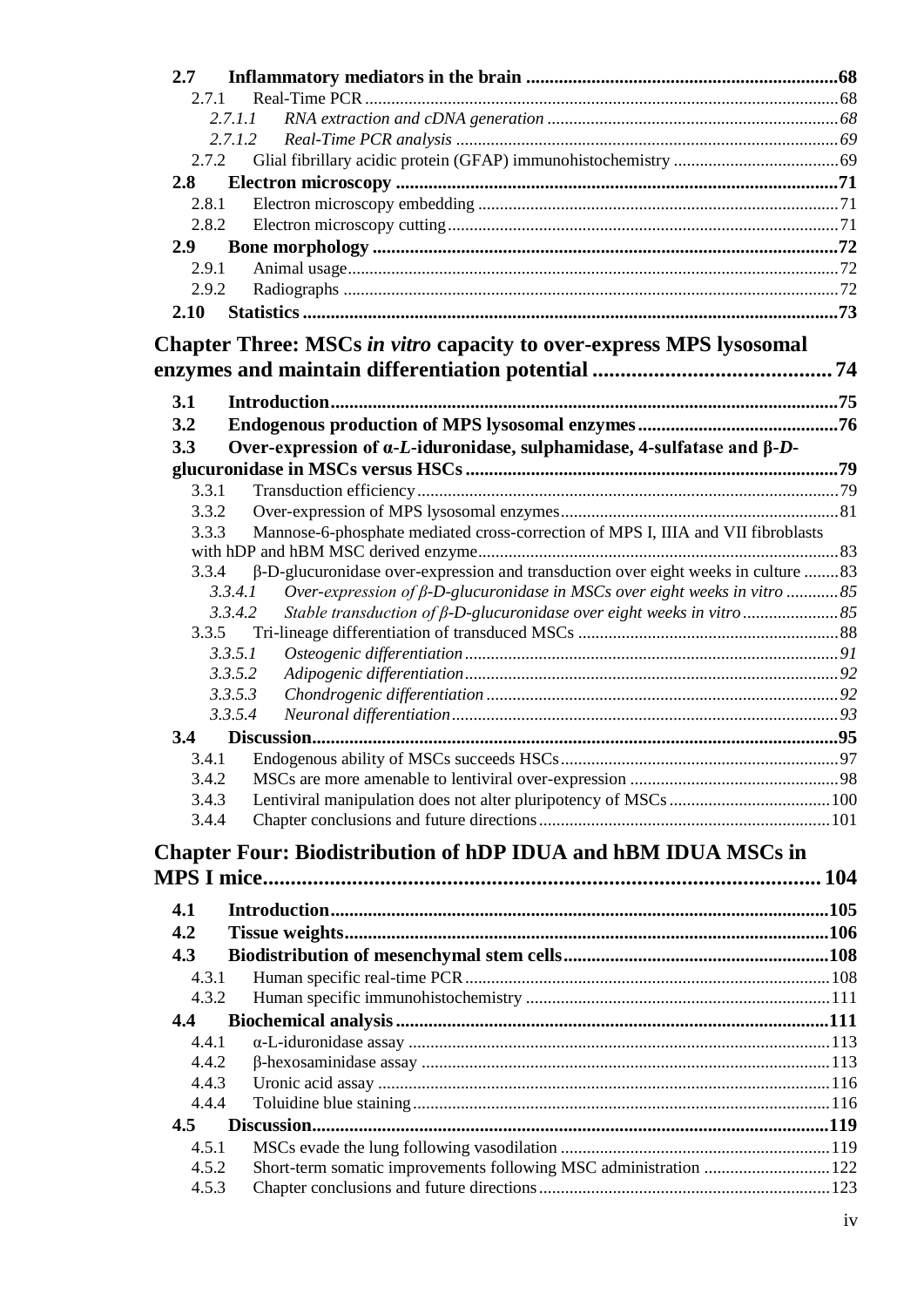**2.7 Inflammatory mediators in the brain** .......... **68**

2.7.1 Real-Time PCR .......... 68

*2.7.1.1 RNA extraction and cDNA generation* .......... *68*

*2.7.1.2 Real-Time PCR analysis* .......... *69*

2.7.2 Glial fibrillary acidic protein (GFAP) immunohistochemistry .......... 69

**2.8 Electron microscopy** .......... **71**

2.8.1 Electron microscopy embedding .......... 71

2.8.2 Electron microscopy cutting .......... 71

**2.9 Bone morphology** .......... **72**

2.9.1 Animal usage .......... 72

2.9.2 Radiographs .......... 72

**2.10 Statistics** .......... **73**

## Chapter Three: MSCs *in vitro* capacity to over-express MPS lysosomal enzymes and maintain differentiation potential .......... 74

**3.1 Introduction** .......... **75**

**3.2 Endogenous production of MPS lysosomal enzymes** .......... **76**

**3.3 Over-expression of α-*L*-iduronidase, sulphamidase, 4-sulfatase and β-*D*-glucuronidase in MSCs versus HSCs** .......... **79**

3.3.1 Transduction efficiency .......... 79

3.3.2 Over-expression of MPS lysosomal enzymes .......... 81

3.3.3 Mannose-6-phosphate mediated cross-correction of MPS I, IIIA and VII fibroblasts with hDP and hBM MSC derived enzyme .......... 83

3.3.4 β-D-glucuronidase over-expression and transduction over eight weeks in culture .......... 83

*3.3.4.1 Over-expression of β-D-glucuronidase in MSCs over eight weeks in vitro* .......... *85*

*3.3.4.2 Stable transduction of β-D-glucuronidase over eight weeks in vitro* .......... *85*

3.3.5 Tri-lineage differentiation of transduced MSCs .......... 88

*3.3.5.1 Osteogenic differentiation* .......... *91*

*3.3.5.2 Adipogenic differentiation* .......... *92*

*3.3.5.3 Chondrogenic differentiation* .......... *92*

*3.3.5.4 Neuronal differentiation* .......... *93*

**3.4 Discussion** .......... **95**

3.4.1 Endogenous ability of MSCs succeeds HSCs .......... 97

3.4.2 MSCs are more amenable to lentiviral over-expression .......... 98

3.4.3 Lentiviral manipulation does not alter pluripotency of MSCs .......... 100

3.4.4 Chapter conclusions and future directions .......... 101

## Chapter Four: Biodistribution of hDP IDUA and hBM IDUA MSCs in MPS I mice .......... 104

**4.1 Introduction** .......... **105**

**4.2 Tissue weights** .......... **106**

**4.3 Biodistribution of mesenchymal stem cells** .......... **108**

4.3.1 Human specific real-time PCR .......... 108

4.3.2 Human specific immunohistochemistry .......... 111

**4.4 Biochemical analysis** .......... **111**

4.4.1 α-L-iduronidase assay .......... 113

4.4.2 β-hexosaminidase assay .......... 113

4.4.3 Uronic acid assay .......... 116

4.4.4 Toluidine blue staining .......... 116

**4.5 Discussion** .......... **119**

4.5.1 MSCs evade the lung following vasodilation .......... 119

4.5.2 Short-term somatic improvements following MSC administration .......... 122

4.5.3 Chapter conclusions and future directions .......... 123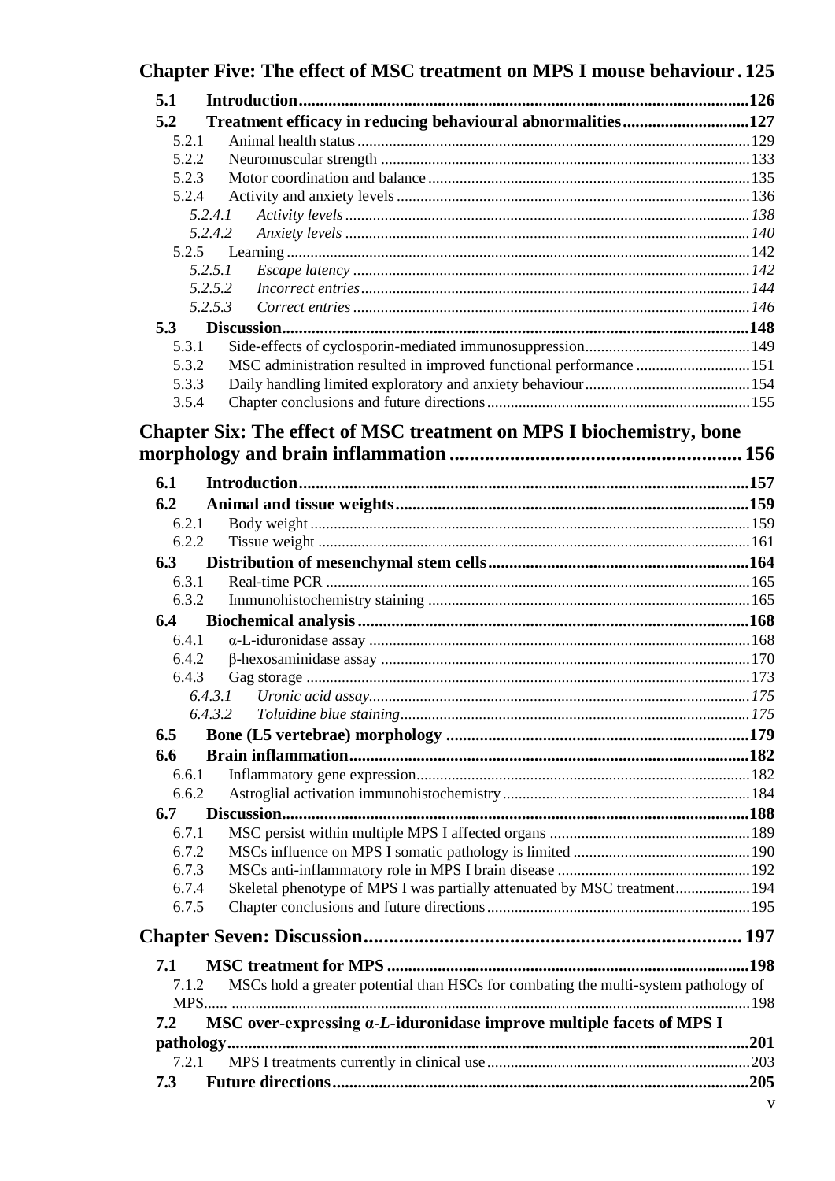**Chapter Five: The effect of MSC treatment on MPS I mouse behaviour . 125**

**5.1 Introduction ... 126**

**5.2 Treatment efficacy in reducing behavioural abnormalities ... 127**

5.2.1 Animal health status ... 129

5.2.2 Neuromuscular strength ... 133

5.2.3 Motor coordination and balance ... 135

5.2.4 Activity and anxiety levels ... 136

*5.2.4.1 Activity levels ... 138*

*5.2.4.2 Anxiety levels ... 140*

5.2.5 Learning ... 142

*5.2.5.1 Escape latency ... 142*

*5.2.5.2 Incorrect entries ... 144*

*5.2.5.3 Correct entries ... 146*

**5.3 Discussion ... 148**

5.3.1 Side-effects of cyclosporin-mediated immunosuppression ... 149

5.3.2 MSC administration resulted in improved functional performance ... 151

5.3.3 Daily handling limited exploratory and anxiety behaviour ... 154

3.5.4 Chapter conclusions and future directions ... 155

**Chapter Six: The effect of MSC treatment on MPS I biochemistry, bone morphology and brain inflammation ... 156**

**6.1 Introduction ... 157**

**6.2 Animal and tissue weights ... 159**

6.2.1 Body weight ... 159

6.2.2 Tissue weight ... 161

**6.3 Distribution of mesenchymal stem cells ... 164**

6.3.1 Real-time PCR ... 165

6.3.2 Immunohistochemistry staining ... 165

**6.4 Biochemical analysis ... 168**

6.4.1 α-L-iduronidase assay ... 168

6.4.2 β-hexosaminidase assay ... 170

6.4.3 Gag storage ... 173

*6.4.3.1 Uronic acid assay ... 175*

*6.4.3.2 Toluidine blue staining ... 175*

**6.5 Bone (L5 vertebrae) morphology ... 179**

**6.6 Brain inflammation ... 182**

6.6.1 Inflammatory gene expression ... 182

6.6.2 Astroglial activation immunohistochemistry ... 184

**6.7 Discussion ... 188**

6.7.1 MSC persist within multiple MPS I affected organs ... 189

6.7.2 MSCs influence on MPS I somatic pathology is limited ... 190

6.7.3 MSCs anti-inflammatory role in MPS I brain disease ... 192

6.7.4 Skeletal phenotype of MPS I was partially attenuated by MSC treatment ... 194

6.7.5 Chapter conclusions and future directions ... 195

**Chapter Seven: Discussion ... 197**

**7.1 MSC treatment for MPS ... 198**

7.1.2 MSCs hold a greater potential than HSCs for combating the multi-system pathology of MPS ... 198

**7.2 MSC over-expressing α-*L*-iduronidase improve multiple facets of MPS I pathology ... 201**

7.2.1 MPS I treatments currently in clinical use ... 203

**7.3 Future directions ... 205**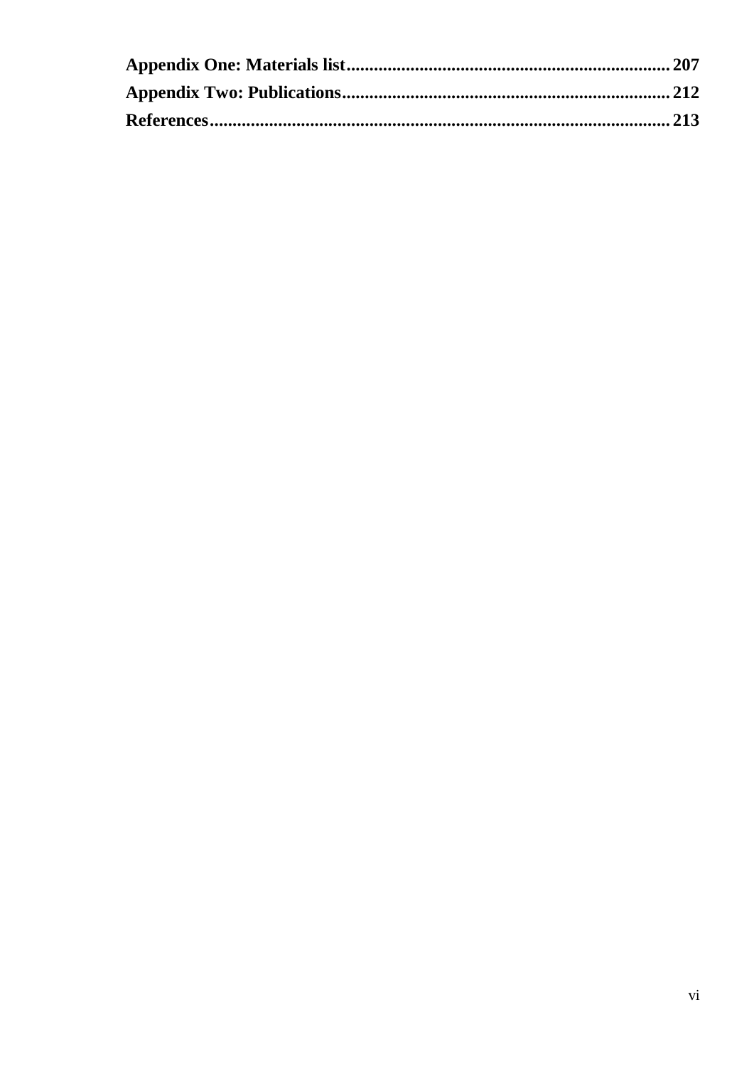**Appendix One: Materials list** .......................................................................... **207**

**Appendix Two: Publications** .......................................................................... **212**

**References** .......................................................................................................... **213**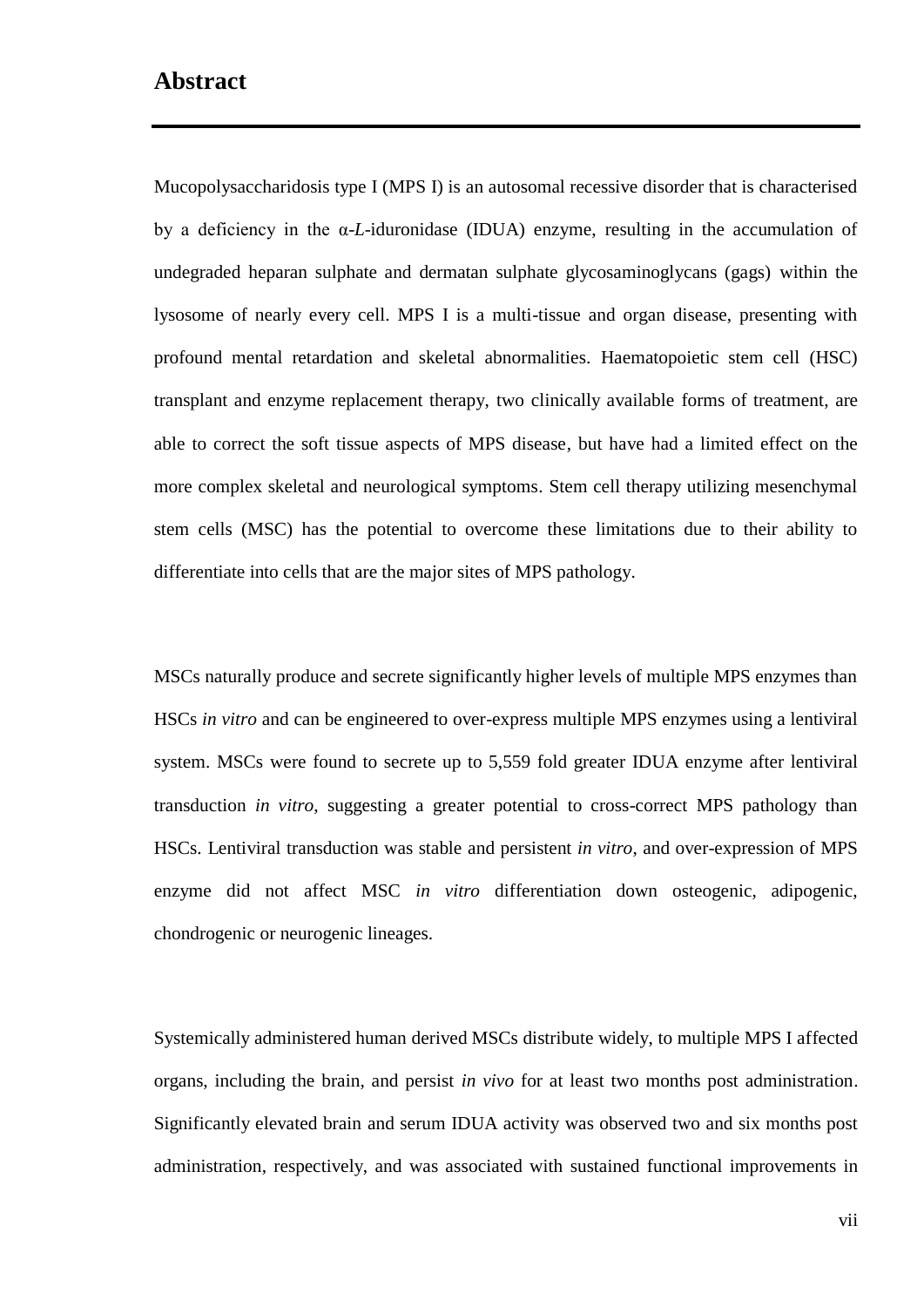## Abstract

Mucopolysaccharidosis type I (MPS I) is an autosomal recessive disorder that is characterised by a deficiency in the α-*L*-iduronidase (IDUA) enzyme, resulting in the accumulation of undegraded heparan sulphate and dermatan sulphate glycosaminoglycans (gags) within the lysosome of nearly every cell. MPS I is a multi-tissue and organ disease, presenting with profound mental retardation and skeletal abnormalities. Haematopoietic stem cell (HSC) transplant and enzyme replacement therapy, two clinically available forms of treatment, are able to correct the soft tissue aspects of MPS disease, but have had a limited effect on the more complex skeletal and neurological symptoms. Stem cell therapy utilizing mesenchymal stem cells (MSC) has the potential to overcome these limitations due to their ability to differentiate into cells that are the major sites of MPS pathology.

MSCs naturally produce and secrete significantly higher levels of multiple MPS enzymes than HSCs *in vitro* and can be engineered to over-express multiple MPS enzymes using a lentiviral system. MSCs were found to secrete up to 5,559 fold greater IDUA enzyme after lentiviral transduction *in vitro*, suggesting a greater potential to cross-correct MPS pathology than HSCs. Lentiviral transduction was stable and persistent *in vitro*, and over-expression of MPS enzyme did not affect MSC *in vitro* differentiation down osteogenic, adipogenic, chondrogenic or neurogenic lineages.

Systemically administered human derived MSCs distribute widely, to multiple MPS I affected organs, including the brain, and persist *in vivo* for at least two months post administration. Significantly elevated brain and serum IDUA activity was observed two and six months post administration, respectively, and was associated with sustained functional improvements in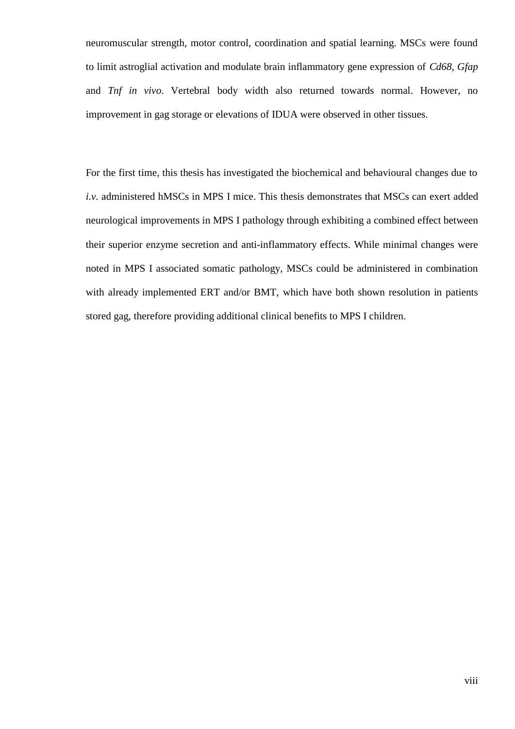neuromuscular strength, motor control, coordination and spatial learning. MSCs were found to limit astroglial activation and modulate brain inflammatory gene expression of *Cd68*, *Gfap* and *Tnf in vivo*. Vertebral body width also returned towards normal. However, no improvement in gag storage or elevations of IDUA were observed in other tissues.

For the first time, this thesis has investigated the biochemical and behavioural changes due to *i.v.* administered hMSCs in MPS I mice. This thesis demonstrates that MSCs can exert added neurological improvements in MPS I pathology through exhibiting a combined effect between their superior enzyme secretion and anti-inflammatory effects. While minimal changes were noted in MPS I associated somatic pathology, MSCs could be administered in combination with already implemented ERT and/or BMT, which have both shown resolution in patients stored gag, therefore providing additional clinical benefits to MPS I children.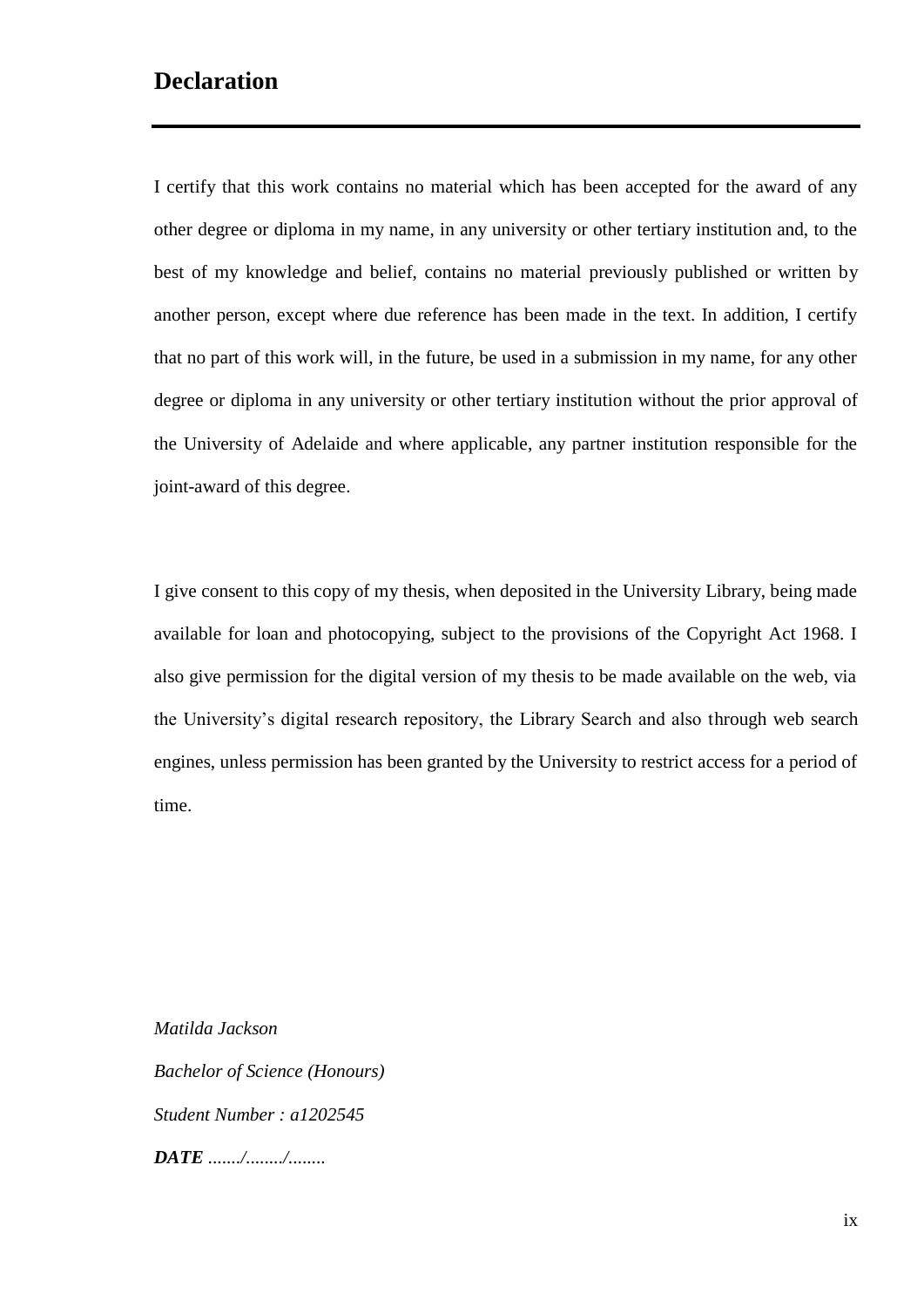## Declaration

I certify that this work contains no material which has been accepted for the award of any other degree or diploma in my name, in any university or other tertiary institution and, to the best of my knowledge and belief, contains no material previously published or written by another person, except where due reference has been made in the text. In addition, I certify that no part of this work will, in the future, be used in a submission in my name, for any other degree or diploma in any university or other tertiary institution without the prior approval of the University of Adelaide and where applicable, any partner institution responsible for the joint-award of this degree.

I give consent to this copy of my thesis, when deposited in the University Library, being made available for loan and photocopying, subject to the provisions of the Copyright Act 1968. I also give permission for the digital version of my thesis to be made available on the web, via the University's digital research repository, the Library Search and also through web search engines, unless permission has been granted by the University to restrict access for a period of time.

*Matilda Jackson*

*Bachelor of Science (Honours)*

*Student Number : a1202545*

***DATE*** *......./......../........*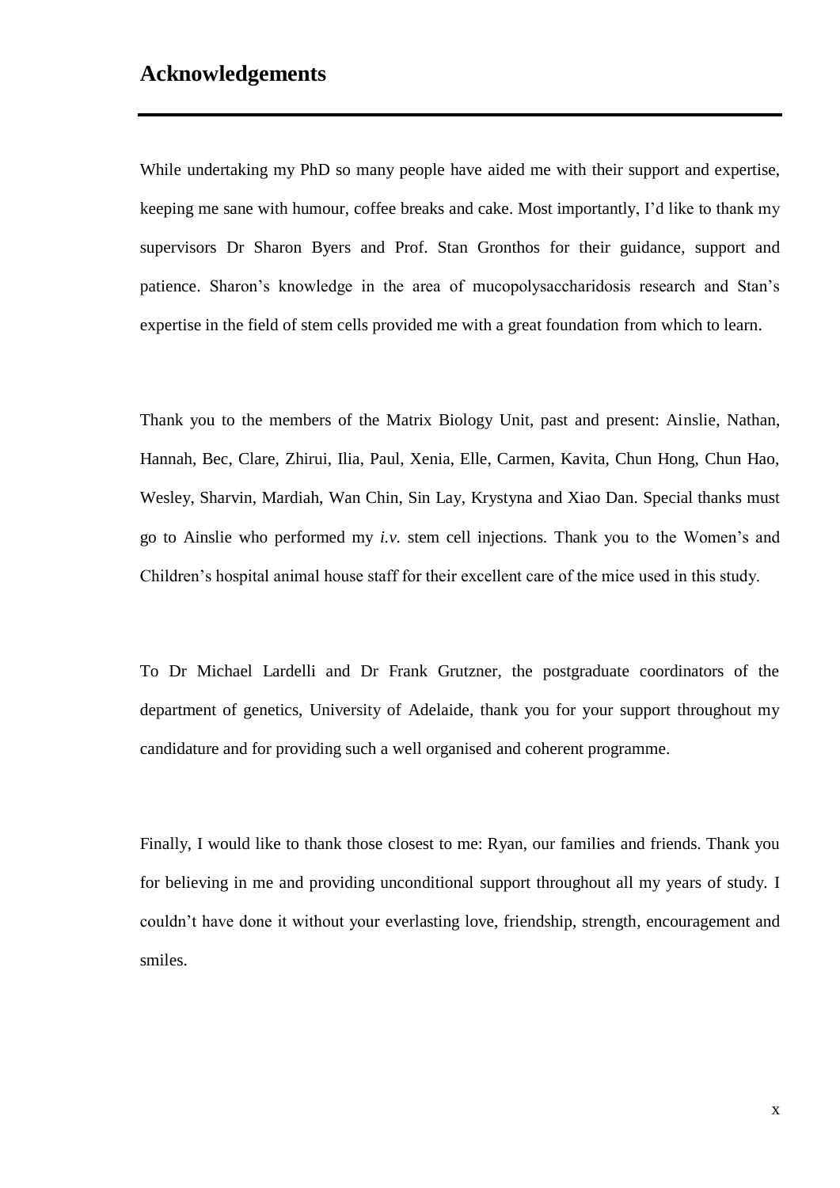# Acknowledgements

While undertaking my PhD so many people have aided me with their support and expertise, keeping me sane with humour, coffee breaks and cake. Most importantly, I'd like to thank my supervisors Dr Sharon Byers and Prof. Stan Gronthos for their guidance, support and patience. Sharon's knowledge in the area of mucopolysaccharidosis research and Stan's expertise in the field of stem cells provided me with a great foundation from which to learn.

Thank you to the members of the Matrix Biology Unit, past and present: Ainslie, Nathan, Hannah, Bec, Clare, Zhirui, Ilia, Paul, Xenia, Elle, Carmen, Kavita, Chun Hong, Chun Hao, Wesley, Sharvin, Mardiah, Wan Chin, Sin Lay, Krystyna and Xiao Dan. Special thanks must go to Ainslie who performed my *i.v.* stem cell injections. Thank you to the Women's and Children's hospital animal house staff for their excellent care of the mice used in this study.

To Dr Michael Lardelli and Dr Frank Grutzner, the postgraduate coordinators of the department of genetics, University of Adelaide, thank you for your support throughout my candidature and for providing such a well organised and coherent programme.

Finally, I would like to thank those closest to me: Ryan, our families and friends. Thank you for believing in me and providing unconditional support throughout all my years of study. I couldn't have done it without your everlasting love, friendship, strength, encouragement and smiles.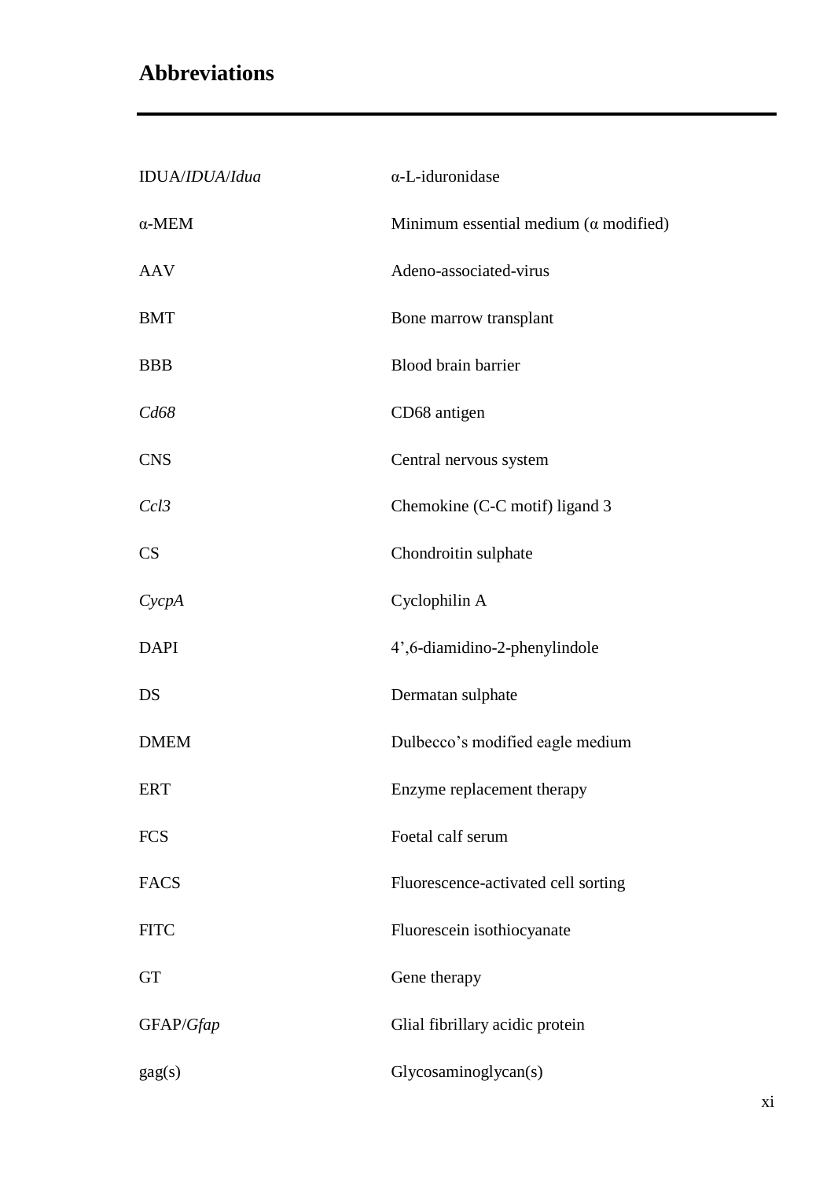# Abbreviations

| | |
|---|---|
| IDUA/*IDUA*/*Idua* | α-L-iduronidase |
| α-MEM | Minimum essential medium (α modified) |
| AAV | Adeno-associated-virus |
| BMT | Bone marrow transplant |
| BBB | Blood brain barrier |
| *Cd68* | CD68 antigen |
| CNS | Central nervous system |
| *Ccl3* | Chemokine (C-C motif) ligand 3 |
| CS | Chondroitin sulphate |
| *CycpA* | Cyclophilin A |
| DAPI | 4',6-diamidino-2-phenylindole |
| DS | Dermatan sulphate |
| DMEM | Dulbecco's modified eagle medium |
| ERT | Enzyme replacement therapy |
| FCS | Foetal calf serum |
| FACS | Fluorescence-activated cell sorting |
| FITC | Fluorescein isothiocyanate |
| GT | Gene therapy |
| GFAP/*Gfap* | Glial fibrillary acidic protein |
| gag(s) | Glycosaminoglycan(s) |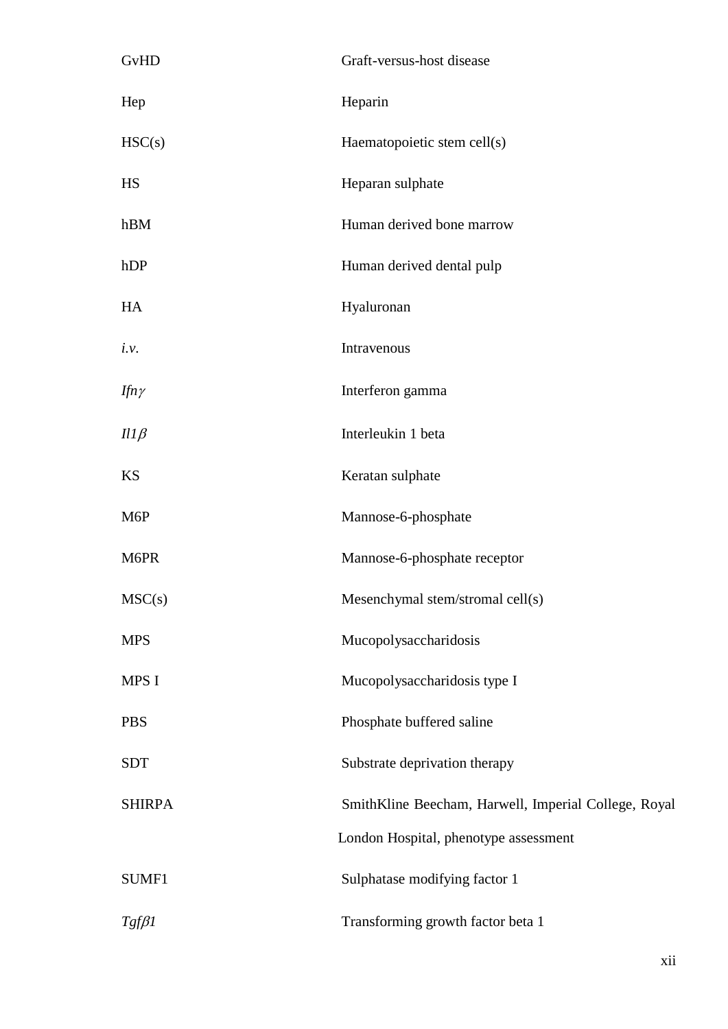| | |
|---|---|
| GvHD | Graft-versus-host disease |
| Hep | Heparin |
| HSC(s) | Haematopoietic stem cell(s) |
| HS | Heparan sulphate |
| hBM | Human derived bone marrow |
| hDP | Human derived dental pulp |
| HA | Hyaluronan |
| *i.v.* | Intravenous |
| *Ifnγ* | Interferon gamma |
| *Il1β* | Interleukin 1 beta |
| KS | Keratan sulphate |
| M6P | Mannose-6-phosphate |
| M6PR | Mannose-6-phosphate receptor |
| MSC(s) | Mesenchymal stem/stromal cell(s) |
| MPS | Mucopolysaccharidosis |
| MPS I | Mucopolysaccharidosis type I |
| PBS | Phosphate buffered saline |
| SDT | Substrate deprivation therapy |
| SHIRPA | SmithKline Beecham, Harwell, Imperial College, Royal London Hospital, phenotype assessment |
| SUMF1 | Sulphatase modifying factor 1 |
| *Tgfβ1* | Transforming growth factor beta 1 |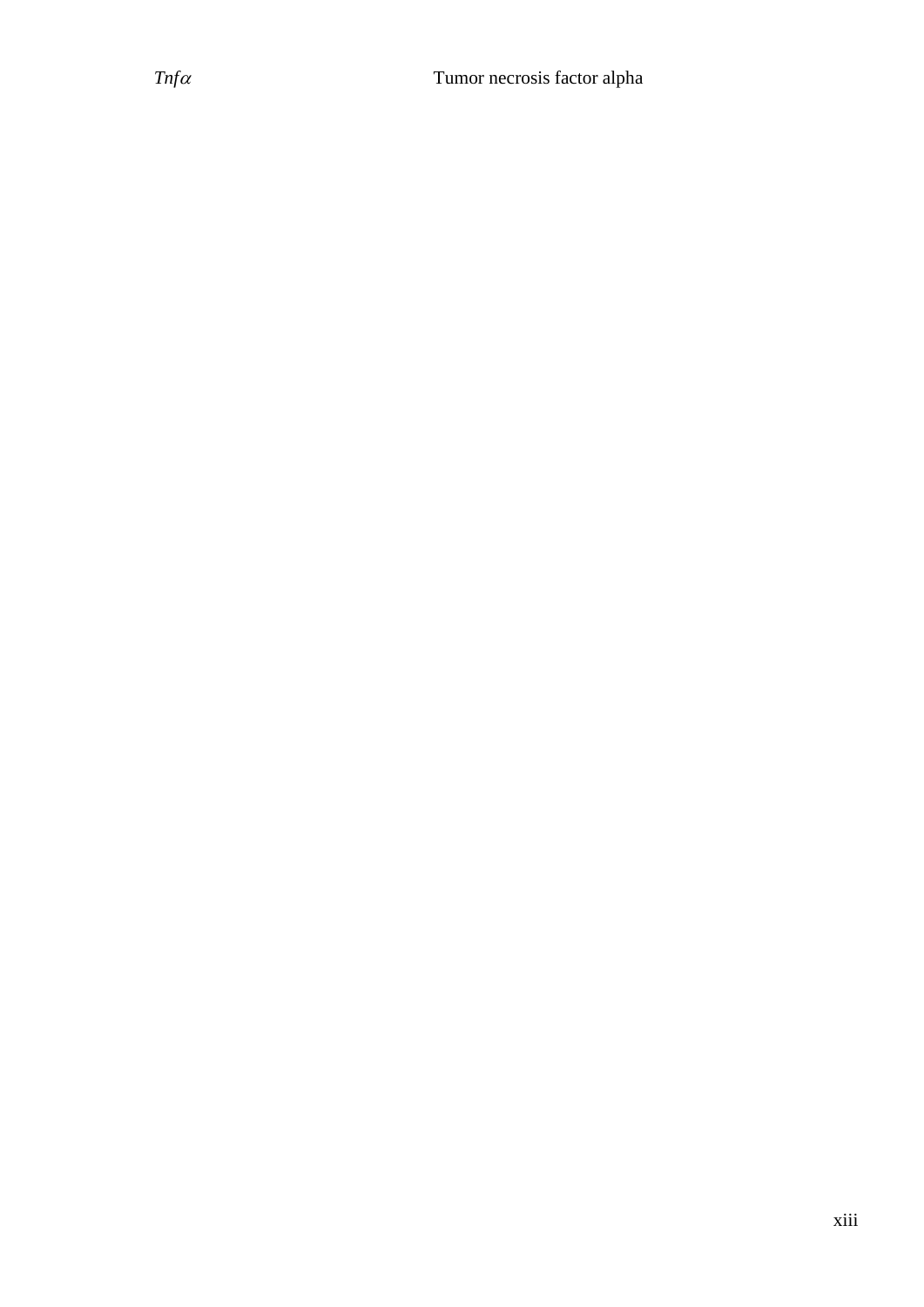| | |
|---|---|
| *Tnf*$\alpha$ | Tumor necrosis factor alpha |